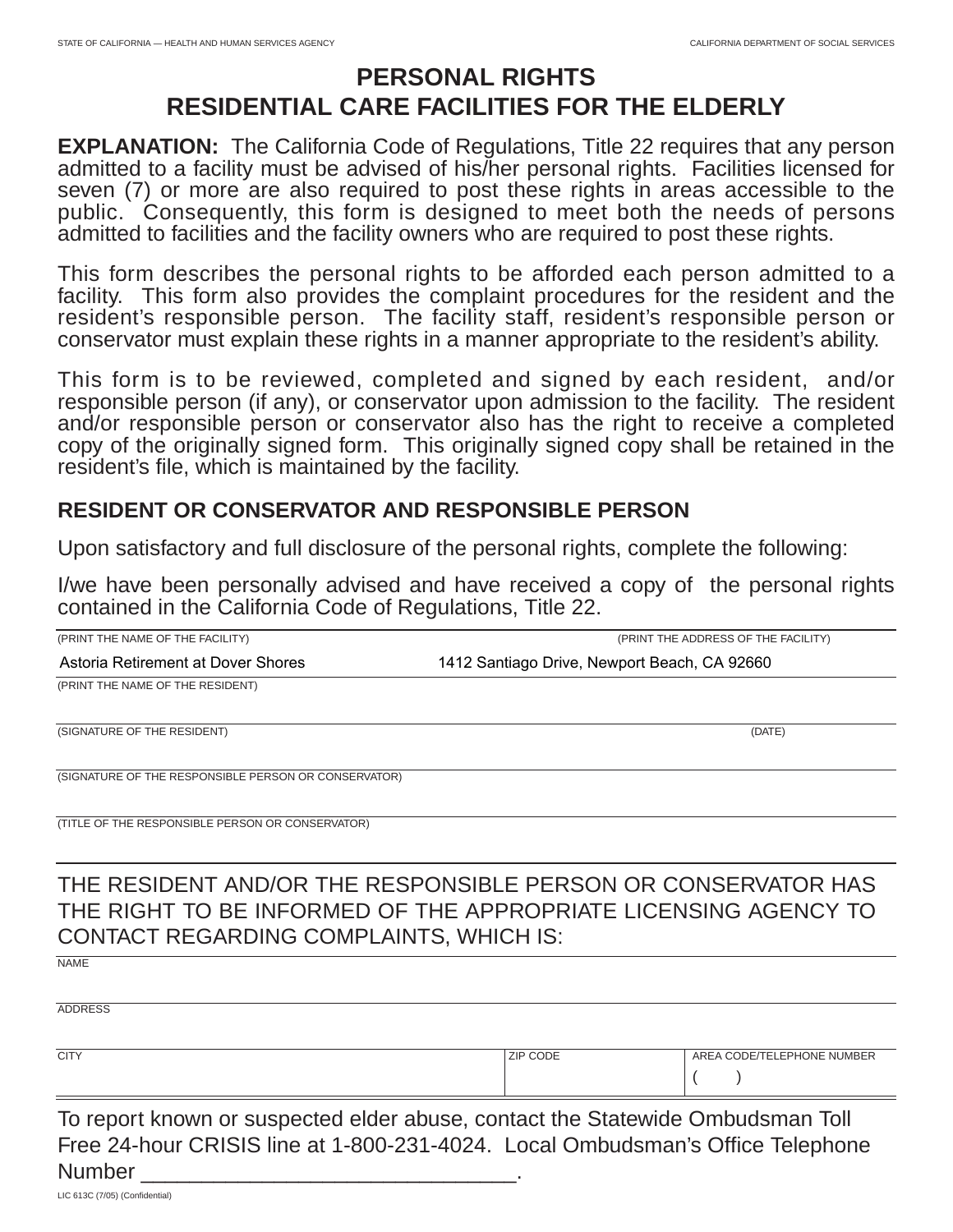STATE OF CALIFORNIA — HEALTH AND HUMAN SERVICES AGENCY | CALIFORNIA DEPARTMENT OF SOCIAL SERVICES

# PERSONAL RIGHTS
# RESIDENTIAL CARE FACILITIES FOR THE ELDERLY

**EXPLANATION:** The California Code of Regulations, Title 22 requires that any person admitted to a facility must be advised of his/her personal rights. Facilities licensed for seven (7) or more are also required to post these rights in areas accessible to the public. Consequently, this form is designed to meet both the needs of persons admitted to facilities and the facility owners who are required to post these rights.

This form describes the personal rights to be afforded each person admitted to a facility. This form also provides the complaint procedures for the resident and the resident's responsible person. The facility staff, resident's responsible person or conservator must explain these rights in a manner appropriate to the resident's ability.

This form is to be reviewed, completed and signed by each resident, and/or responsible person (if any), or conservator upon admission to the facility. The resident and/or responsible person or conservator also has the right to receive a completed copy of the originally signed form. This originally signed copy shall be retained in the resident's file, which is maintained by the facility.

## RESIDENT OR CONSERVATOR AND RESPONSIBLE PERSON

Upon satisfactory and full disclosure of the personal rights, complete the following:

I/we have been personally advised and have received a copy of the personal rights contained in the California Code of Regulations, Title 22.

| (PRINT THE NAME OF THE FACILITY) | (PRINT THE ADDRESS OF THE FACILITY) |
|---|---|
| Astoria Retirement at Dover Shores | 1412 Santiago Drive, Newport Beach, CA 92660 |

(PRINT THE NAME OF THE RESIDENT)

| (SIGNATURE OF THE RESIDENT) | (DATE) |
|---|---|
| | |

(SIGNATURE OF THE RESPONSIBLE PERSON OR CONSERVATOR)

(TITLE OF THE RESPONSIBLE PERSON OR CONSERVATOR)

THE RESIDENT AND/OR THE RESPONSIBLE PERSON OR CONSERVATOR HAS THE RIGHT TO BE INFORMED OF THE APPROPRIATE LICENSING AGENCY TO CONTACT REGARDING COMPLAINTS, WHICH IS:

NAME

ADDRESS

| CITY | ZIP CODE | AREA CODE/TELEPHONE NUMBER |
|---|---|---|
| | | ( ) |

To report known or suspected elder abuse, contact the Statewide Ombudsman Toll Free 24-hour CRISIS line at 1-800-231-4024. Local Ombudsman's Office Telephone Number ______________________________.

LIC 613C (7/05) (Confidential)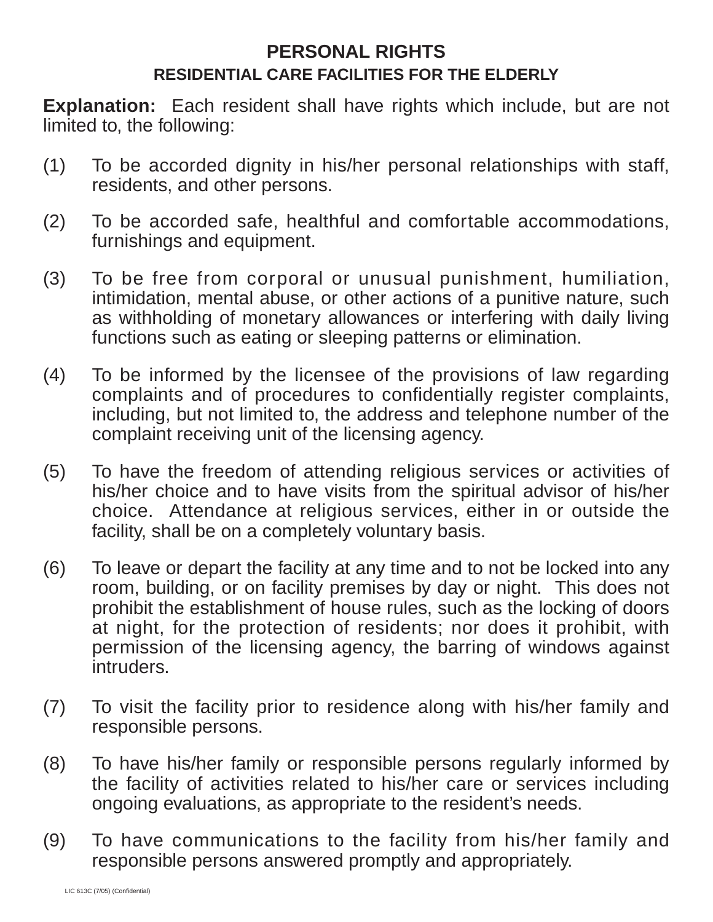# PERSONAL RIGHTS

## RESIDENTIAL CARE FACILITIES FOR THE ELDERLY

**Explanation:** Each resident shall have rights which include, but are not limited to, the following:

(1) To be accorded dignity in his/her personal relationships with staff, residents, and other persons.

(2) To be accorded safe, healthful and comfortable accommodations, furnishings and equipment.

(3) To be free from corporal or unusual punishment, humiliation, intimidation, mental abuse, or other actions of a punitive nature, such as withholding of monetary allowances or interfering with daily living functions such as eating or sleeping patterns or elimination.

(4) To be informed by the licensee of the provisions of law regarding complaints and of procedures to confidentially register complaints, including, but not limited to, the address and telephone number of the complaint receiving unit of the licensing agency.

(5) To have the freedom of attending religious services or activities of his/her choice and to have visits from the spiritual advisor of his/her choice. Attendance at religious services, either in or outside the facility, shall be on a completely voluntary basis.

(6) To leave or depart the facility at any time and to not be locked into any room, building, or on facility premises by day or night. This does not prohibit the establishment of house rules, such as the locking of doors at night, for the protection of residents; nor does it prohibit, with permission of the licensing agency, the barring of windows against intruders.

(7) To visit the facility prior to residence along with his/her family and responsible persons.

(8) To have his/her family or responsible persons regularly informed by the facility of activities related to his/her care or services including ongoing evaluations, as appropriate to the resident's needs.

(9) To have communications to the facility from his/her family and responsible persons answered promptly and appropriately.

LIC 613C (7/05) (Confidential)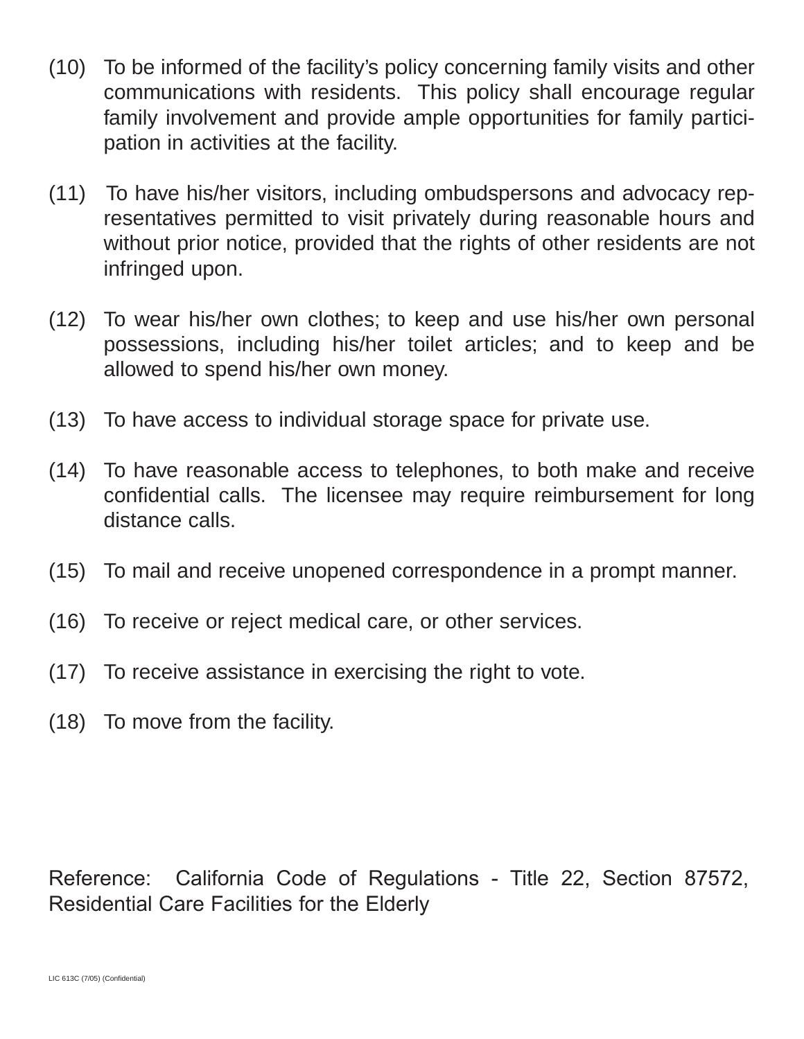(10) To be informed of the facility's policy concerning family visits and other communications with residents. This policy shall encourage regular family involvement and provide ample opportunities for family participation in activities at the facility.

(11) To have his/her visitors, including ombudspersons and advocacy representatives permitted to visit privately during reasonable hours and without prior notice, provided that the rights of other residents are not infringed upon.

(12) To wear his/her own clothes; to keep and use his/her own personal possessions, including his/her toilet articles; and to keep and be allowed to spend his/her own money.

(13) To have access to individual storage space for private use.

(14) To have reasonable access to telephones, to both make and receive confidential calls. The licensee may require reimbursement for long distance calls.

(15) To mail and receive unopened correspondence in a prompt manner.

(16) To receive or reject medical care, or other services.

(17) To receive assistance in exercising the right to vote.

(18) To move from the facility.

Reference: California Code of Regulations - Title 22, Section 87572, Residential Care Facilities for the Elderly

LIC 613C (7/05) (Confidential)